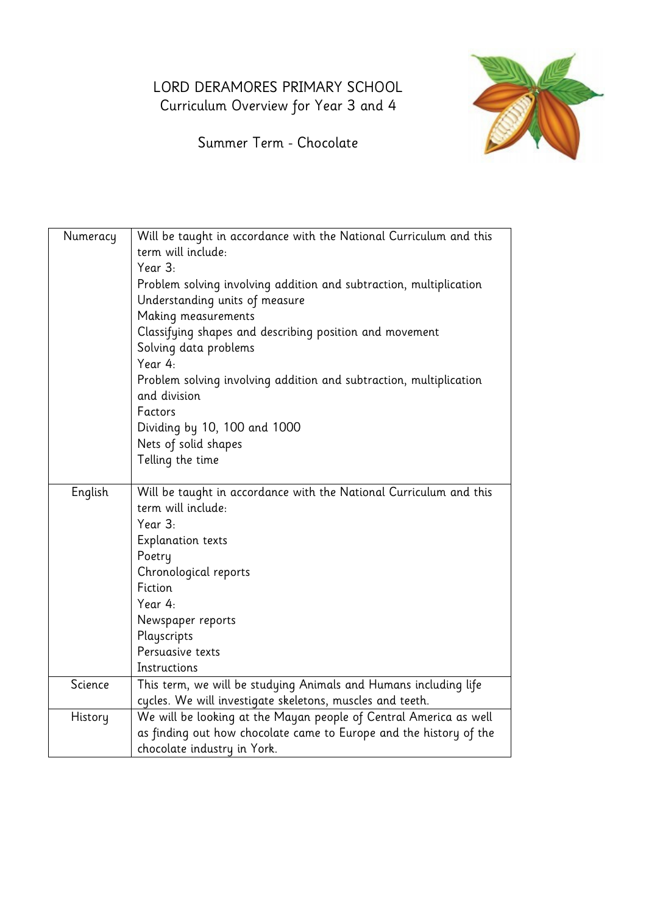# LORD DERAMORES PRIMARY SCHOOL

## Curriculum Overview for Year 3 and 4

### Summer Term - Chocolate

| | |
|---|---|
| Numeracy | Will be taught in accordance with the National Curriculum and this term will include:<br>Year 3:<br>Problem solving involving addition and subtraction, multiplication<br>Understanding units of measure<br>Making measurements<br>Classifying shapes and describing position and movement<br>Solving data problems<br>Year 4:<br>Problem solving involving addition and subtraction, multiplication and division<br>Factors<br>Dividing by 10, 100 and 1000<br>Nets of solid shapes<br>Telling the time |
| English | Will be taught in accordance with the National Curriculum and this term will include:<br>Year 3:<br>Explanation texts<br>Poetry<br>Chronological reports<br>Fiction<br>Year 4:<br>Newspaper reports<br>Playscripts<br>Persuasive texts<br>Instructions |
| Science | This term, we will be studying Animals and Humans including life cycles. We will investigate skeletons, muscles and teeth. |
| History | We will be looking at the Mayan people of Central America as well as finding out how chocolate came to Europe and the history of the chocolate industry in York. |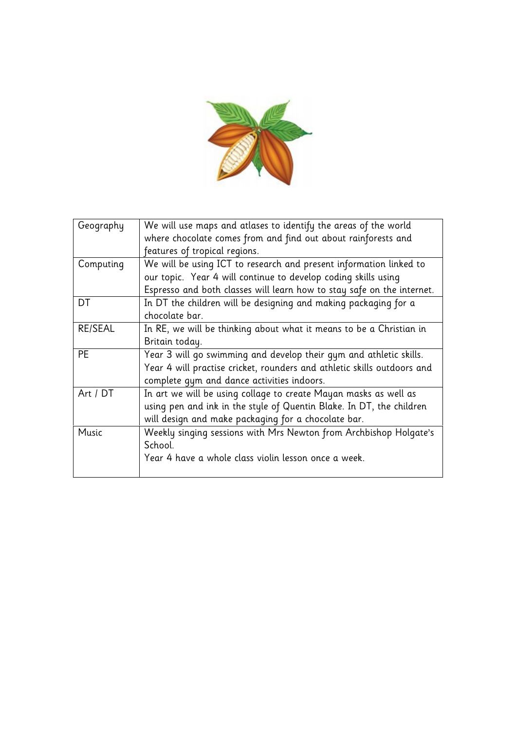| | |
|---|---|
| Geography | We will use maps and atlases to identify the areas of the world where chocolate comes from and find out about rainforests and features of tropical regions. |
| Computing | We will be using ICT to research and present information linked to our topic. Year 4 will continue to develop coding skills using Espresso and both classes will learn how to stay safe on the internet. |
| DT | In DT the children will be designing and making packaging for a chocolate bar. |
| RE/SEAL | In RE, we will be thinking about what it means to be a Christian in Britain today. |
| PE | Year 3 will go swimming and develop their gym and athletic skills. Year 4 will practise cricket, rounders and athletic skills outdoors and complete gym and dance activities indoors. |
| Art / DT | In art we will be using collage to create Mayan masks as well as using pen and ink in the style of Quentin Blake. In DT, the children will design and make packaging for a chocolate bar. |
| Music | Weekly singing sessions with Mrs Newton from Archbishop Holgate's School.<br>Year 4 have a whole class violin lesson once a week. |